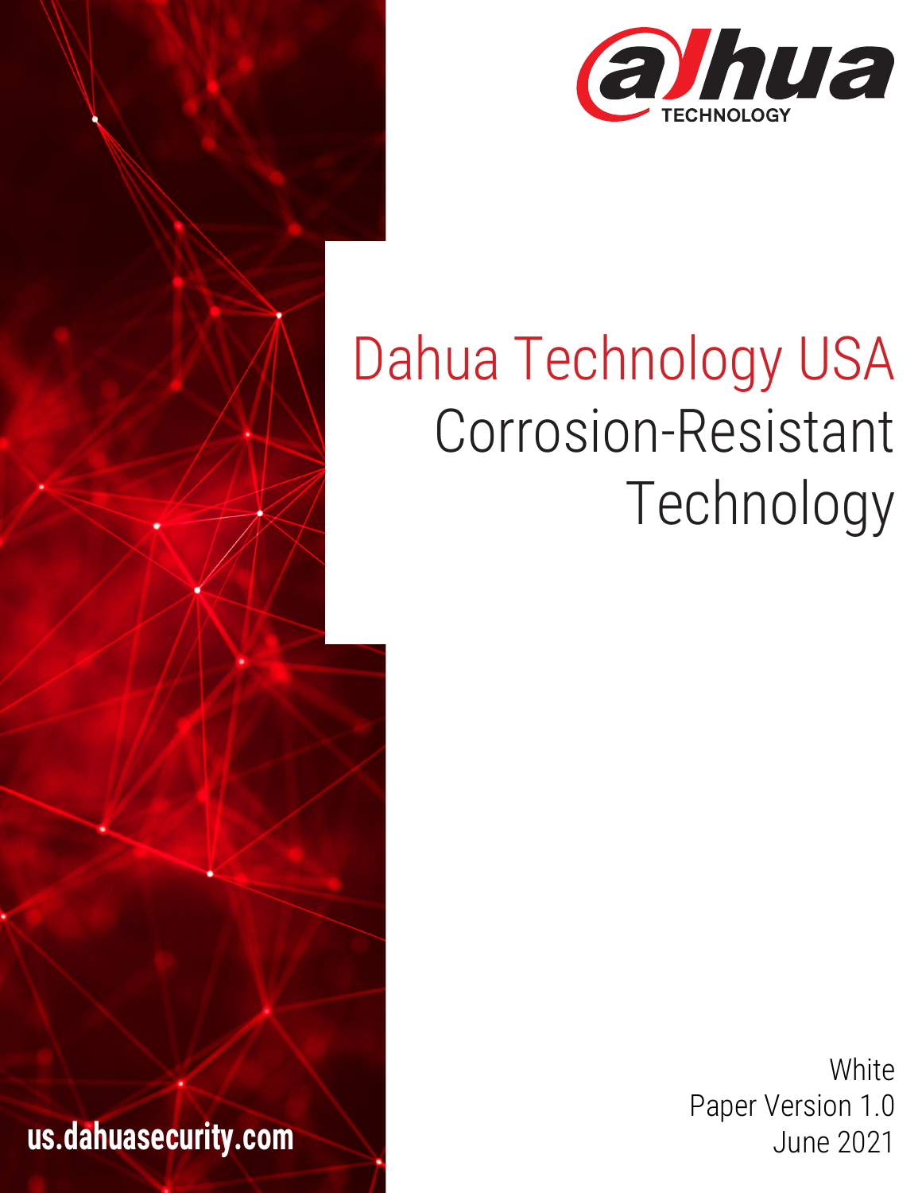# Dahua Technology USA

# Corrosion-Resistant Technology

White Paper Version 1.0

June 2021

us.dahuasecurity.com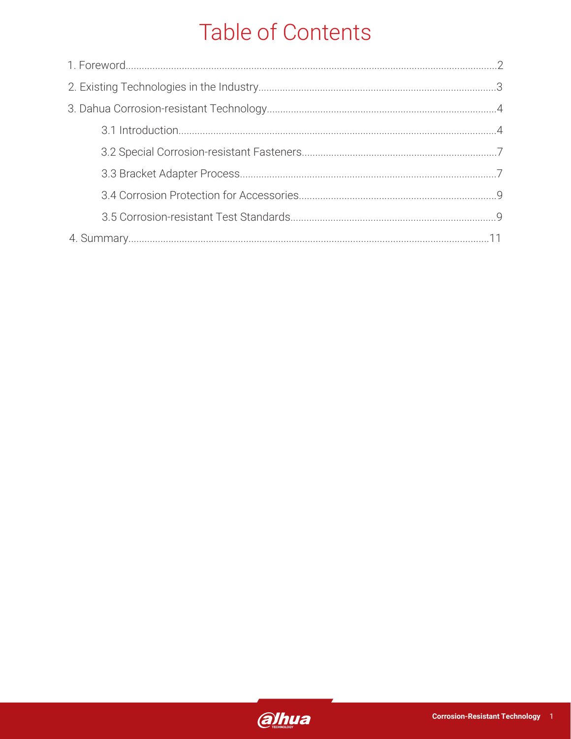# Table of Contents

1. Foreword....................................................................................................................................2

2. Existing Technologies in the Industry........................................................................................3

3. Dahua Corrosion-resistant Technology......................................................................................4

   3.1 Introduction........................................................................................................................4

   3.2 Special Corrosion-resistant Fasteners.................................................................................7

   3.3 Bracket Adapter Process.....................................................................................................7

   3.4 Corrosion Protection for Accessories...................................................................................9

   3.5 Corrosion-resistant Test Standards......................................................................................9

4. Summary..................................................................................................................................11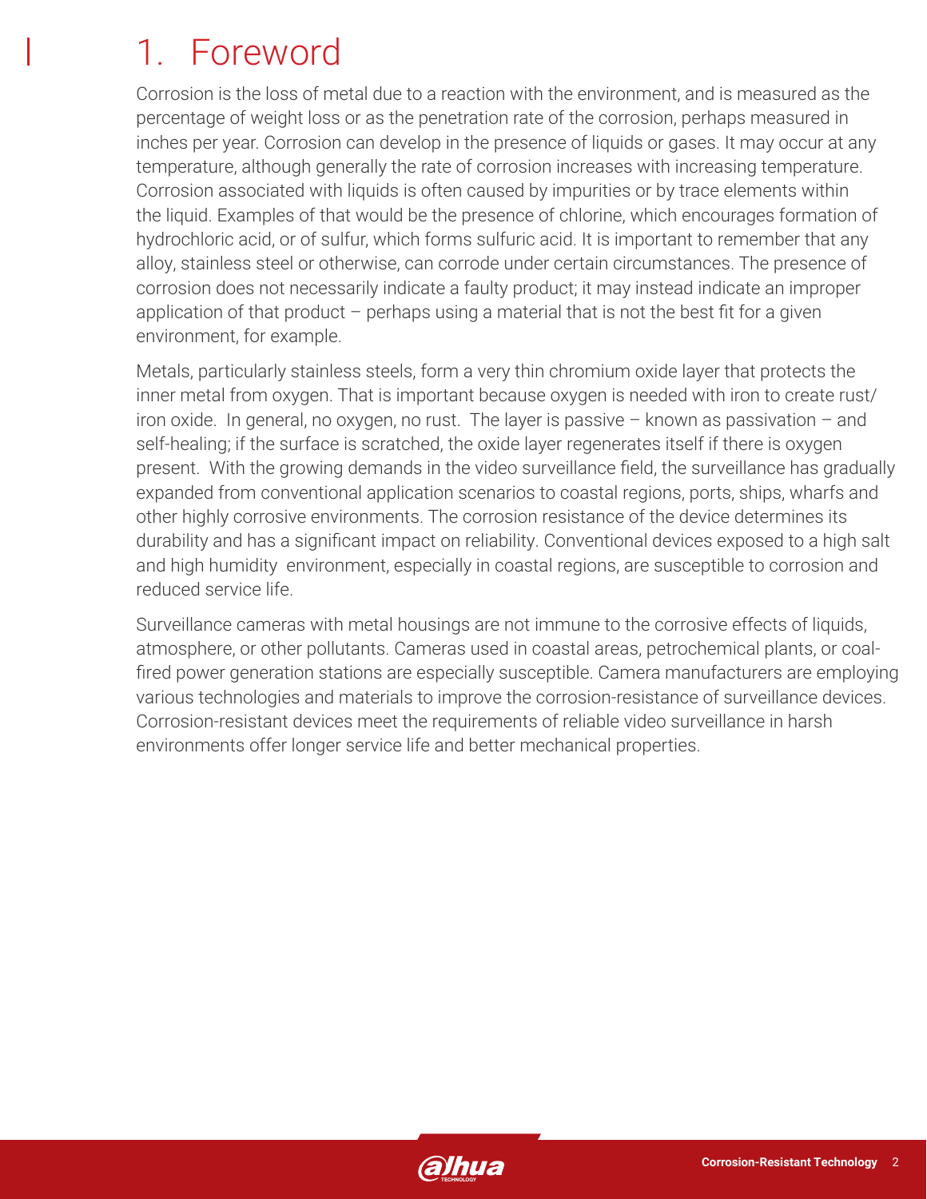# 1. Foreword

Corrosion is the loss of metal due to a reaction with the environment, and is measured as the percentage of weight loss or as the penetration rate of the corrosion, perhaps measured in inches per year. Corrosion can develop in the presence of liquids or gases. It may occur at any temperature, although generally the rate of corrosion increases with increasing temperature. Corrosion associated with liquids is often caused by impurities or by trace elements within the liquid. Examples of that would be the presence of chlorine, which encourages formation of hydrochloric acid, or of sulfur, which forms sulfuric acid. It is important to remember that any alloy, stainless steel or otherwise, can corrode under certain circumstances. The presence of corrosion does not necessarily indicate a faulty product; it may instead indicate an improper application of that product – perhaps using a material that is not the best fit for a given environment, for example.

Metals, particularly stainless steels, form a very thin chromium oxide layer that protects the inner metal from oxygen. That is important because oxygen is needed with iron to create rust/iron oxide. In general, no oxygen, no rust. The layer is passive – known as passivation – and self-healing; if the surface is scratched, the oxide layer regenerates itself if there is oxygen present. With the growing demands in the video surveillance field, the surveillance has gradually expanded from conventional application scenarios to coastal regions, ports, ships, wharfs and other highly corrosive environments. The corrosion resistance of the device determines its durability and has a significant impact on reliability. Conventional devices exposed to a high salt and high humidity environment, especially in coastal regions, are susceptible to corrosion and reduced service life.

Surveillance cameras with metal housings are not immune to the corrosive effects of liquids, atmosphere, or other pollutants. Cameras used in coastal areas, petrochemical plants, or coal-fired power generation stations are especially susceptible. Camera manufacturers are employing various technologies and materials to improve the corrosion-resistance of surveillance devices. Corrosion-resistant devices meet the requirements of reliable video surveillance in harsh environments offer longer service life and better mechanical properties.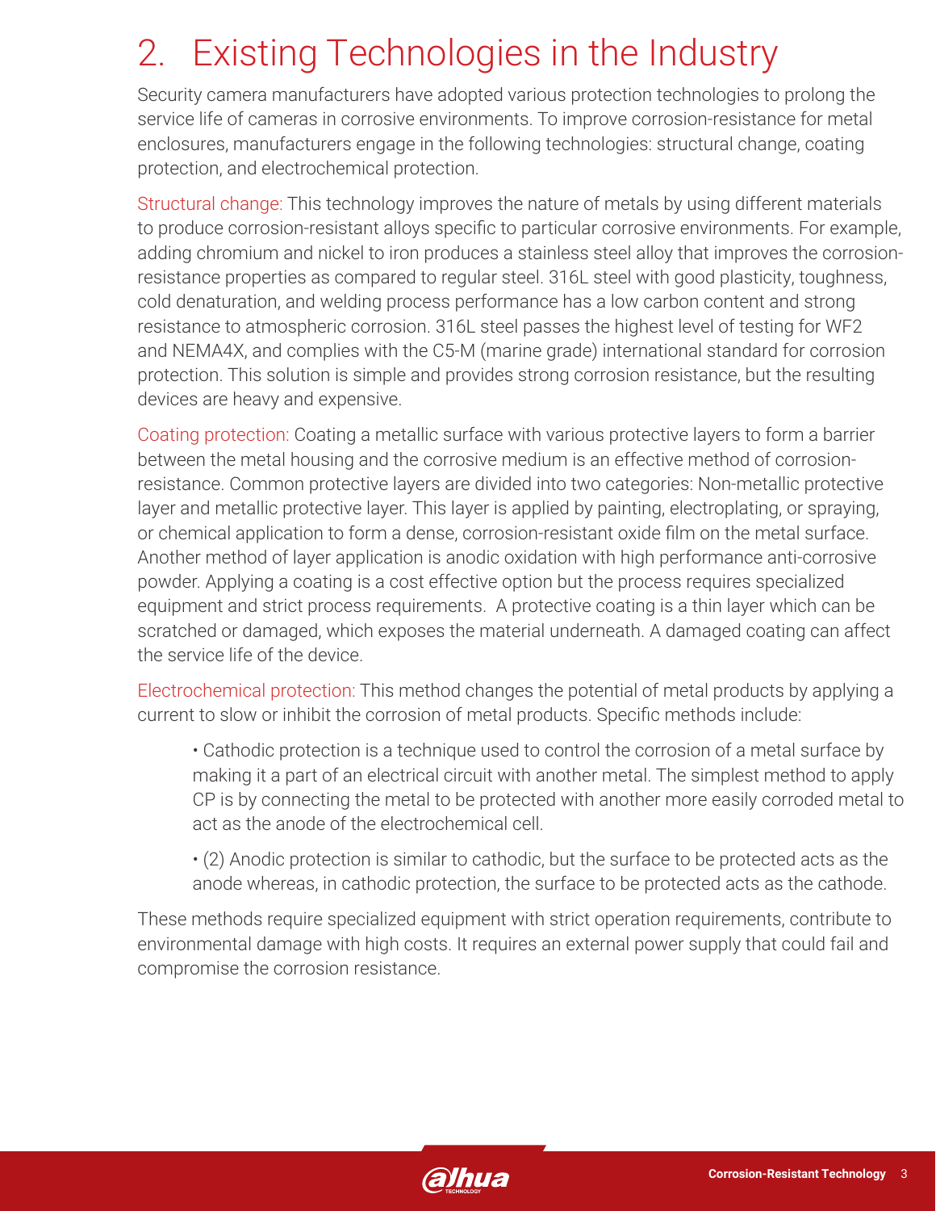# 2. Existing Technologies in the Industry

Security camera manufacturers have adopted various protection technologies to prolong the service life of cameras in corrosive environments. To improve corrosion-resistance for metal enclosures, manufacturers engage in the following technologies: structural change, coating protection, and electrochemical protection.

Structural change: This technology improves the nature of metals by using different materials to produce corrosion-resistant alloys specific to particular corrosive environments. For example, adding chromium and nickel to iron produces a stainless steel alloy that improves the corrosion-resistance properties as compared to regular steel. 316L steel with good plasticity, toughness, cold denaturation, and welding process performance has a low carbon content and strong resistance to atmospheric corrosion. 316L steel passes the highest level of testing for WF2 and NEMA4X, and complies with the C5-M (marine grade) international standard for corrosion protection. This solution is simple and provides strong corrosion resistance, but the resulting devices are heavy and expensive.

Coating protection: Coating a metallic surface with various protective layers to form a barrier between the metal housing and the corrosive medium is an effective method of corrosion-resistance. Common protective layers are divided into two categories: Non-metallic protective layer and metallic protective layer. This layer is applied by painting, electroplating, or spraying, or chemical application to form a dense, corrosion-resistant oxide film on the metal surface. Another method of layer application is anodic oxidation with high performance anti-corrosive powder. Applying a coating is a cost effective option but the process requires specialized equipment and strict process requirements. A protective coating is a thin layer which can be scratched or damaged, which exposes the material underneath. A damaged coating can affect the service life of the device.

Electrochemical protection: This method changes the potential of metal products by applying a current to slow or inhibit the corrosion of metal products. Specific methods include:

- Cathodic protection is a technique used to control the corrosion of a metal surface by making it a part of an electrical circuit with another metal. The simplest method to apply CP is by connecting the metal to be protected with another more easily corroded metal to act as the anode of the electrochemical cell.
- (2) Anodic protection is similar to cathodic, but the surface to be protected acts as the anode whereas, in cathodic protection, the surface to be protected acts as the cathode.

These methods require specialized equipment with strict operation requirements, contribute to environmental damage with high costs. It requires an external power supply that could fail and compromise the corrosion resistance.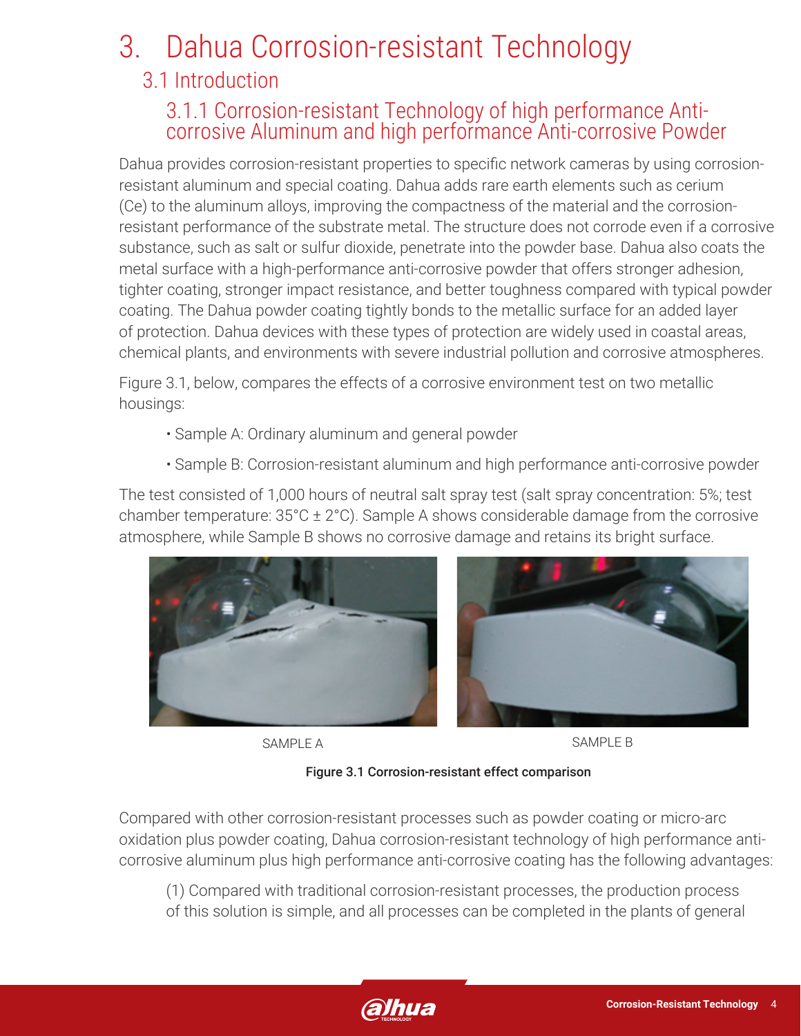# 3. Dahua Corrosion-resistant Technology

## 3.1 Introduction

### 3.1.1 Corrosion-resistant Technology of high performance Anti-corrosive Aluminum and high performance Anti-corrosive Powder

Dahua provides corrosion-resistant properties to specific network cameras by using corrosion-resistant aluminum and special coating. Dahua adds rare earth elements such as cerium (Ce) to the aluminum alloys, improving the compactness of the material and the corrosion-resistant performance of the substrate metal. The structure does not corrode even if a corrosive substance, such as salt or sulfur dioxide, penetrate into the powder base. Dahua also coats the metal surface with a high-performance anti-corrosive powder that offers stronger adhesion, tighter coating, stronger impact resistance, and better toughness compared with typical powder coating. The Dahua powder coating tightly bonds to the metallic surface for an added layer of protection. Dahua devices with these types of protection are widely used in coastal areas, chemical plants, and environments with severe industrial pollution and corrosive atmospheres.

Figure 3.1, below, compares the effects of a corrosive environment test on two metallic housings:

- Sample A: Ordinary aluminum and general powder
- Sample B: Corrosion-resistant aluminum and high performance anti-corrosive powder

The test consisted of 1,000 hours of neutral salt spray test (salt spray concentration: 5%; test chamber temperature: 35°C ± 2°C). Sample A shows considerable damage from the corrosive atmosphere, while Sample B shows no corrosive damage and retains its bright surface.

SAMPLE A

SAMPLE B

**Figure 3.1 Corrosion-resistant effect comparison**

Compared with other corrosion-resistant processes such as powder coating or micro-arc oxidation plus powder coating, Dahua corrosion-resistant technology of high performance anti-corrosive aluminum plus high performance anti-corrosive coating has the following advantages:

(1) Compared with traditional corrosion-resistant processes, the production process of this solution is simple, and all processes can be completed in the plants of general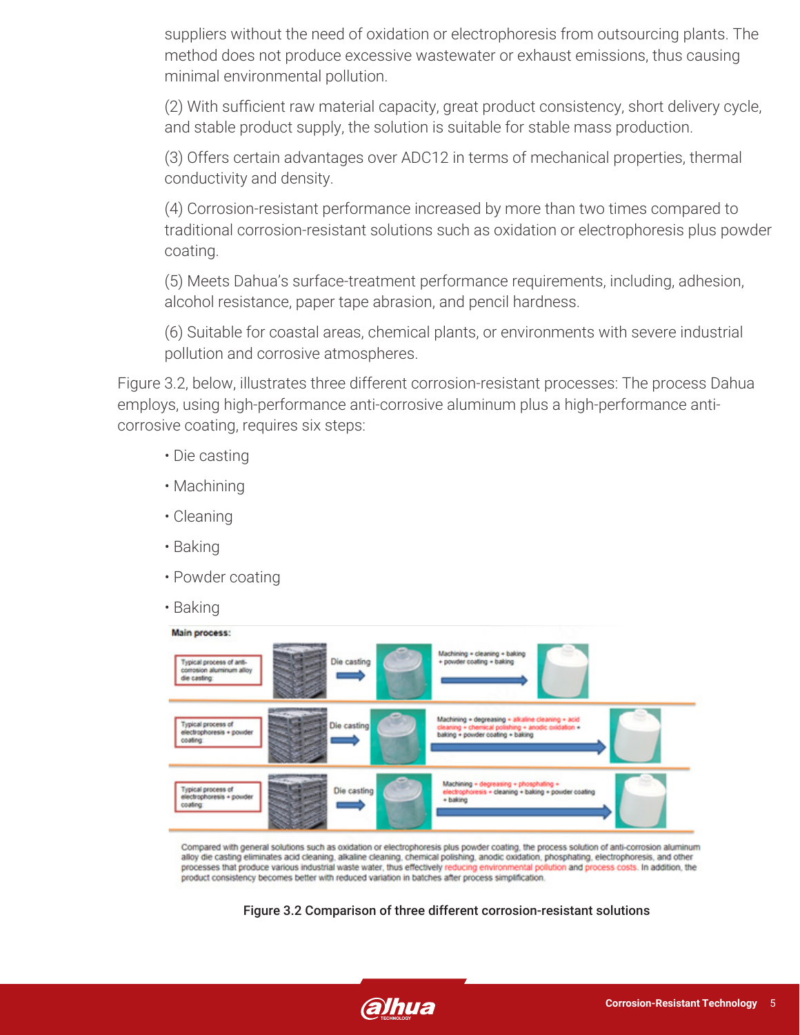suppliers without the need of oxidation or electrophoresis from outsourcing plants. The method does not produce excessive wastewater or exhaust emissions, thus causing minimal environmental pollution.

(2) With sufficient raw material capacity, great product consistency, short delivery cycle, and stable product supply, the solution is suitable for stable mass production.

(3) Offers certain advantages over ADC12 in terms of mechanical properties, thermal conductivity and density.

(4) Corrosion-resistant performance increased by more than two times compared to traditional corrosion-resistant solutions such as oxidation or electrophoresis plus powder coating.

(5) Meets Dahua's surface-treatment performance requirements, including, adhesion, alcohol resistance, paper tape abrasion, and pencil hardness.

(6) Suitable for coastal areas, chemical plants, or environments with severe industrial pollution and corrosive atmospheres.

Figure 3.2, below, illustrates three different corrosion-resistant processes: The process Dahua employs, using high-performance anti-corrosive aluminum plus a high-performance anti-corrosive coating, requires six steps:

- Die casting
- Machining
- Cleaning
- Baking
- Powder coating
- Baking

**Main process:**

Typical process of anti-corrosion aluminum alloy die casting: Die casting → Machining + cleaning + baking + powder coating + baking

Typical process of electrophoresis + powder coating: Die casting → Machining + degreasing + alkaline cleaning + acid cleaning + chemical polishing + anodic oxidation + baking + powder coating + baking

Typical process of electrophoresis + powder coating: Die casting → Machining + degreasing + phosphating + electrophoresis + cleaning + baking + powder coating + baking

Compared with general solutions such as oxidation or electrophoresis plus powder coating, the process solution of anti-corrosion aluminum alloy die casting eliminates acid cleaning, alkaline cleaning, chemical polishing, anodic oxidation, phosphating, electrophoresis, and other processes that produce various industrial waste water, thus effectively reducing environmental pollution and process costs. In addition, the product consistency becomes better with reduced variation in batches after process simplification.

Figure 3.2 Comparison of three different corrosion-resistant solutions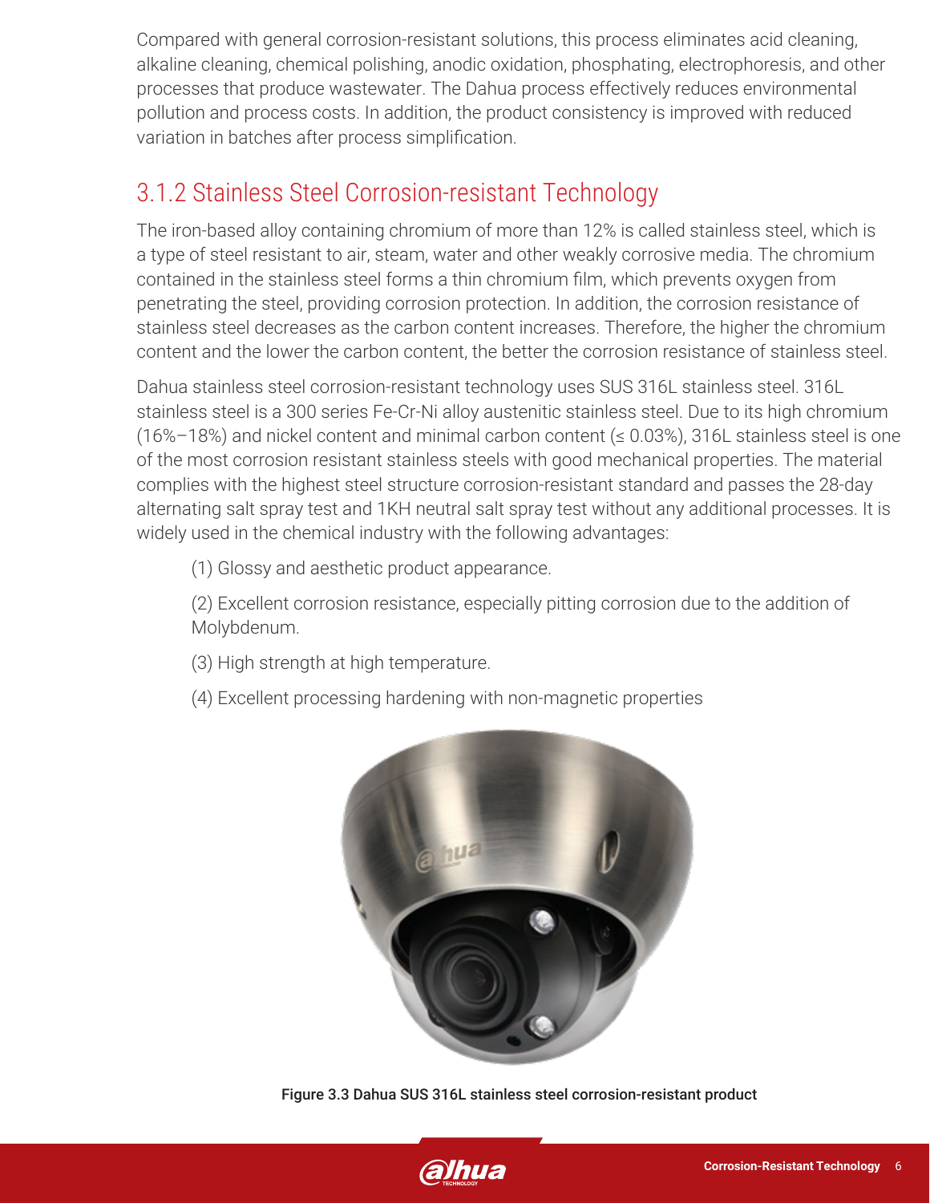Compared with general corrosion-resistant solutions, this process eliminates acid cleaning, alkaline cleaning, chemical polishing, anodic oxidation, phosphating, electrophoresis, and other processes that produce wastewater. The Dahua process effectively reduces environmental pollution and process costs. In addition, the product consistency is improved with reduced variation in batches after process simplification.

### 3.1.2 Stainless Steel Corrosion-resistant Technology

The iron-based alloy containing chromium of more than 12% is called stainless steel, which is a type of steel resistant to air, steam, water and other weakly corrosive media. The chromium contained in the stainless steel forms a thin chromium film, which prevents oxygen from penetrating the steel, providing corrosion protection. In addition, the corrosion resistance of stainless steel decreases as the carbon content increases. Therefore, the higher the chromium content and the lower the carbon content, the better the corrosion resistance of stainless steel.

Dahua stainless steel corrosion-resistant technology uses SUS 316L stainless steel. 316L stainless steel is a 300 series Fe-Cr-Ni alloy austenitic stainless steel. Due to its high chromium (16%–18%) and nickel content and minimal carbon content (≤ 0.03%), 316L stainless steel is one of the most corrosion resistant stainless steels with good mechanical properties. The material complies with the highest steel structure corrosion-resistant standard and passes the 28-day alternating salt spray test and 1KH neutral salt spray test without any additional processes. It is widely used in the chemical industry with the following advantages:

(1) Glossy and aesthetic product appearance.

(2) Excellent corrosion resistance, especially pitting corrosion due to the addition of Molybdenum.

(3) High strength at high temperature.

(4) Excellent processing hardening with non-magnetic properties

**Figure 3.3 Dahua SUS 316L stainless steel corrosion-resistant product**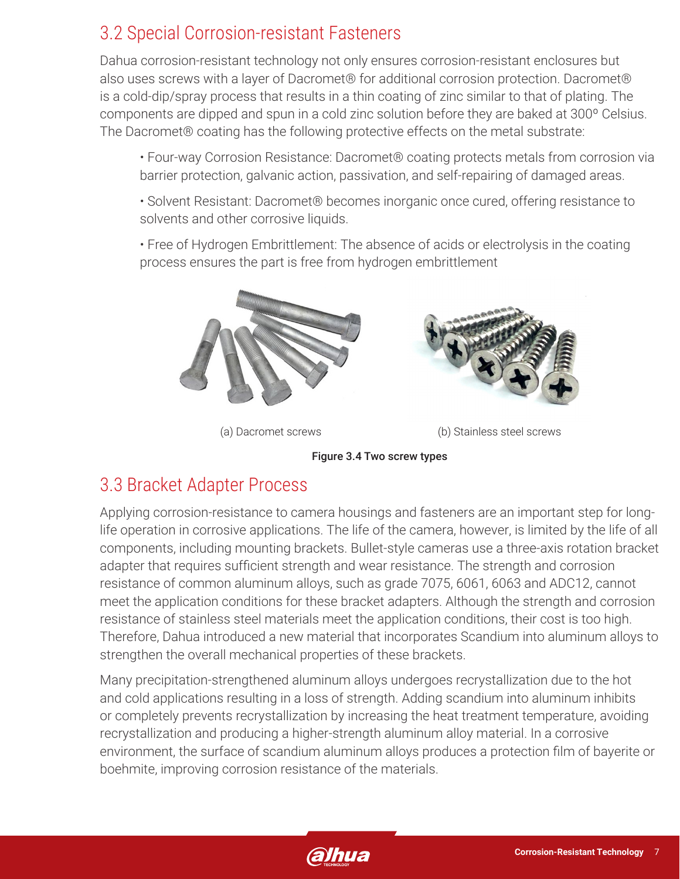## 3.2 Special Corrosion-resistant Fasteners

Dahua corrosion-resistant technology not only ensures corrosion-resistant enclosures but also uses screws with a layer of Dacromet® for additional corrosion protection. Dacromet® is a cold-dip/spray process that results in a thin coating of zinc similar to that of plating. The components are dipped and spun in a cold zinc solution before they are baked at 300º Celsius. The Dacromet® coating has the following protective effects on the metal substrate:

- Four-way Corrosion Resistance: Dacromet® coating protects metals from corrosion via barrier protection, galvanic action, passivation, and self-repairing of damaged areas.
- Solvent Resistant: Dacromet® becomes inorganic once cured, offering resistance to solvents and other corrosive liquids.
- Free of Hydrogen Embrittlement: The absence of acids or electrolysis in the coating process ensures the part is free from hydrogen embrittlement

(a) Dacromet screws

(b) Stainless steel screws

**Figure 3.4 Two screw types**

## 3.3 Bracket Adapter Process

Applying corrosion-resistance to camera housings and fasteners are an important step for long-life operation in corrosive applications. The life of the camera, however, is limited by the life of all components, including mounting brackets. Bullet-style cameras use a three-axis rotation bracket adapter that requires sufficient strength and wear resistance. The strength and corrosion resistance of common aluminum alloys, such as grade 7075, 6061, 6063 and ADC12, cannot meet the application conditions for these bracket adapters. Although the strength and corrosion resistance of stainless steel materials meet the application conditions, their cost is too high. Therefore, Dahua introduced a new material that incorporates Scandium into aluminum alloys to strengthen the overall mechanical properties of these brackets.

Many precipitation-strengthened aluminum alloys undergoes recrystallization due to the hot and cold applications resulting in a loss of strength. Adding scandium into aluminum inhibits or completely prevents recrystallization by increasing the heat treatment temperature, avoiding recrystallization and producing a higher-strength aluminum alloy material. In a corrosive environment, the surface of scandium aluminum alloys produces a protection film of bayerite or boehmite, improving corrosion resistance of the materials.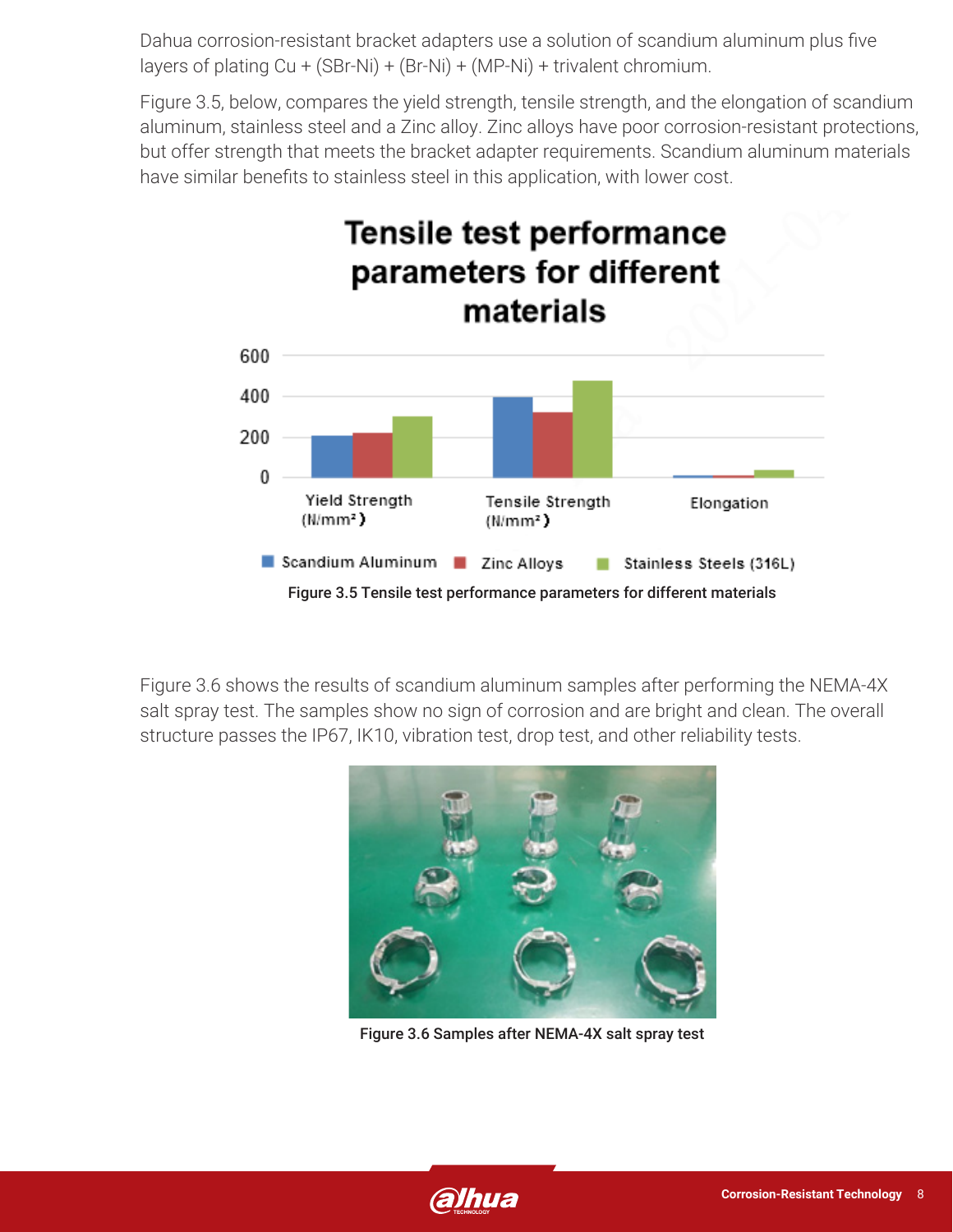Dahua corrosion-resistant bracket adapters use a solution of scandium aluminum plus five layers of plating Cu + (SBr-Ni) + (Br-Ni) + (MP-Ni) + trivalent chromium.

Figure 3.5, below, compares the yield strength, tensile strength, and the elongation of scandium aluminum, stainless steel and a Zinc alloy. Zinc alloys have poor corrosion-resistant protections, but offer strength that meets the bracket adapter requirements. Scandium aluminum materials have similar benefits to stainless steel in this application, with lower cost.

Figure 3.5 Tensile test performance parameters for different materials

Figure 3.6 shows the results of scandium aluminum samples after performing the NEMA-4X salt spray test. The samples show no sign of corrosion and are bright and clean. The overall structure passes the IP67, IK10, vibration test, drop test, and other reliability tests.

Figure 3.6 Samples after NEMA-4X salt spray test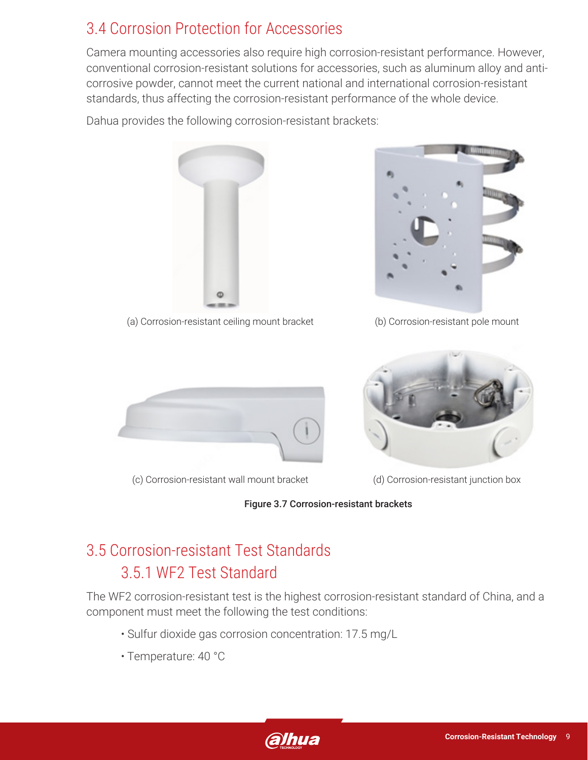## 3.4 Corrosion Protection for Accessories

Camera mounting accessories also require high corrosion-resistant performance. However, conventional corrosion-resistant solutions for accessories, such as aluminum alloy and anti-corrosive powder, cannot meet the current national and international corrosion-resistant standards, thus affecting the corrosion-resistant performance of the whole device.

Dahua provides the following corrosion-resistant brackets:

(a) Corrosion-resistant ceiling mount bracket

(b) Corrosion-resistant pole mount

(c) Corrosion-resistant wall mount bracket

(d) Corrosion-resistant junction box

**Figure 3.7 Corrosion-resistant brackets**

## 3.5 Corrosion-resistant Test Standards

### 3.5.1 WF2 Test Standard

The WF2 corrosion-resistant test is the highest corrosion-resistant standard of China, and a component must meet the following the test conditions:

- Sulfur dioxide gas corrosion concentration: 17.5 mg/L
- Temperature: 40 °C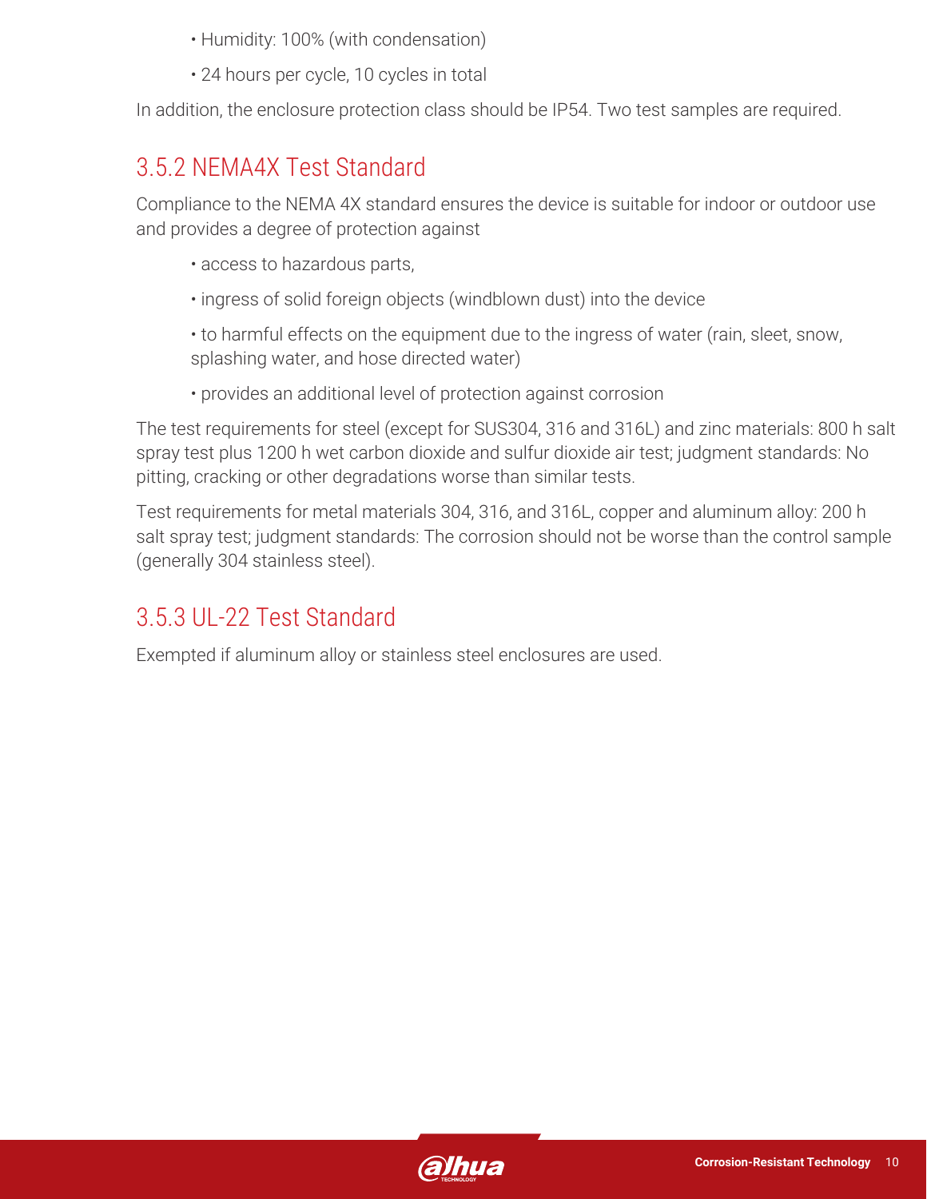- Humidity: 100% (with condensation)
- 24 hours per cycle, 10 cycles in total

In addition, the enclosure protection class should be IP54. Two test samples are required.

### 3.5.2 NEMA4X Test Standard

Compliance to the NEMA 4X standard ensures the device is suitable for indoor or outdoor use and provides a degree of protection against

- access to hazardous parts,
- ingress of solid foreign objects (windblown dust) into the device
- to harmful effects on the equipment due to the ingress of water (rain, sleet, snow, splashing water, and hose directed water)
- provides an additional level of protection against corrosion

The test requirements for steel (except for SUS304, 316 and 316L) and zinc materials: 800 h salt spray test plus 1200 h wet carbon dioxide and sulfur dioxide air test; judgment standards: No pitting, cracking or other degradations worse than similar tests.

Test requirements for metal materials 304, 316, and 316L, copper and aluminum alloy: 200 h salt spray test; judgment standards: The corrosion should not be worse than the control sample (generally 304 stainless steel).

### 3.5.3 UL-22 Test Standard

Exempted if aluminum alloy or stainless steel enclosures are used.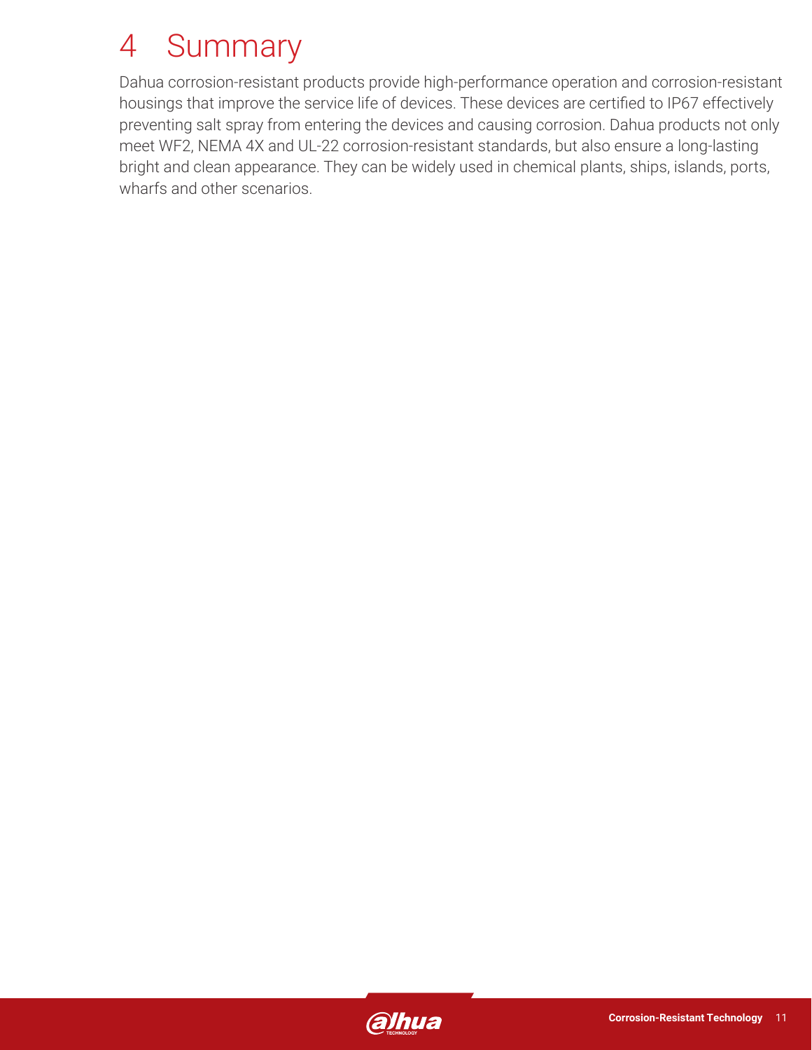# 4 Summary

Dahua corrosion-resistant products provide high-performance operation and corrosion-resistant housings that improve the service life of devices. These devices are certified to IP67 effectively preventing salt spray from entering the devices and causing corrosion. Dahua products not only meet WF2, NEMA 4X and UL-22 corrosion-resistant standards, but also ensure a long-lasting bright and clean appearance. They can be widely used in chemical plants, ships, islands, ports, wharfs and other scenarios.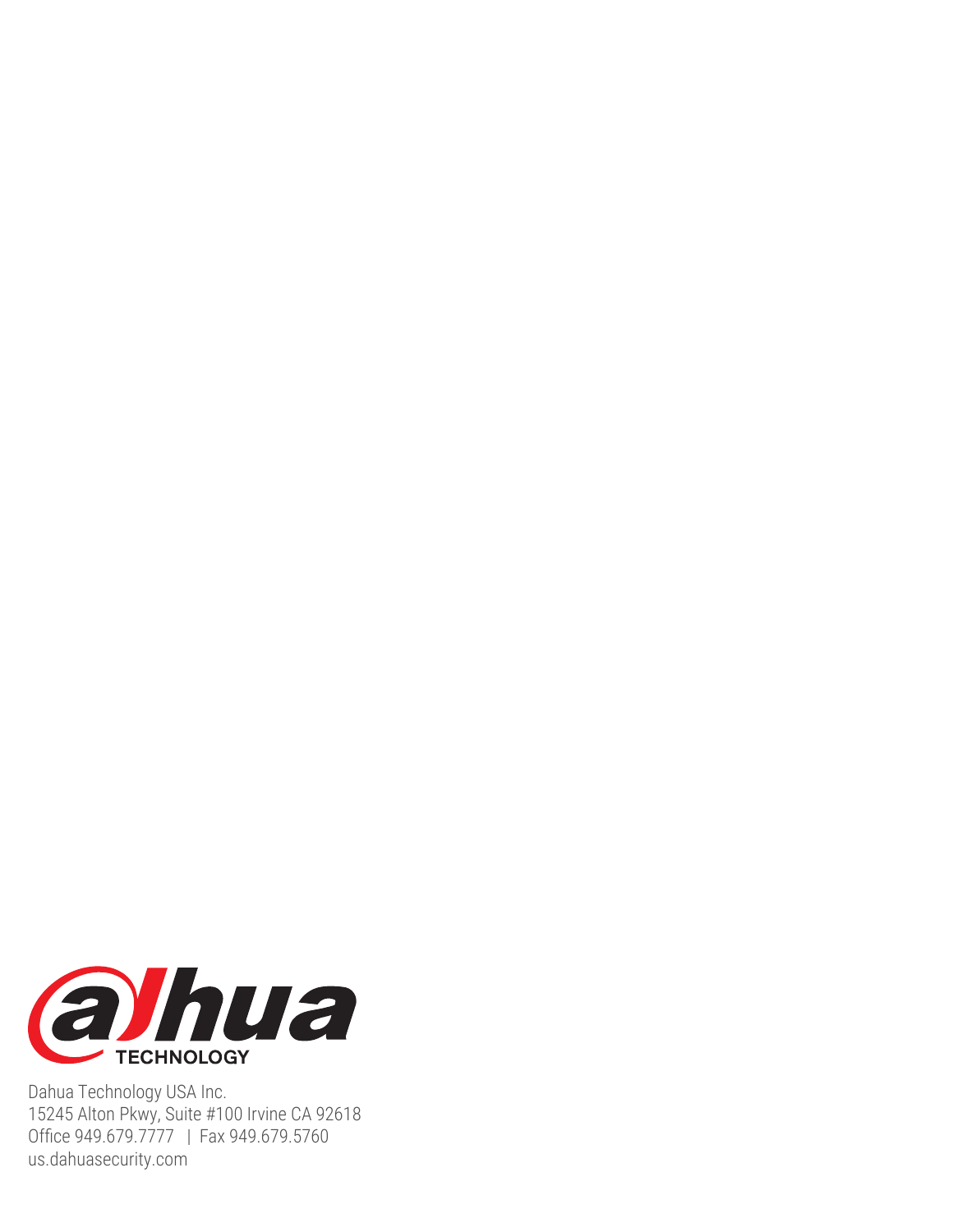Dahua Technology USA Inc.
15245 Alton Pkwy, Suite #100 Irvine CA 92618
Office 949.679.7777 | Fax 949.679.5760
us.dahuasecurity.com